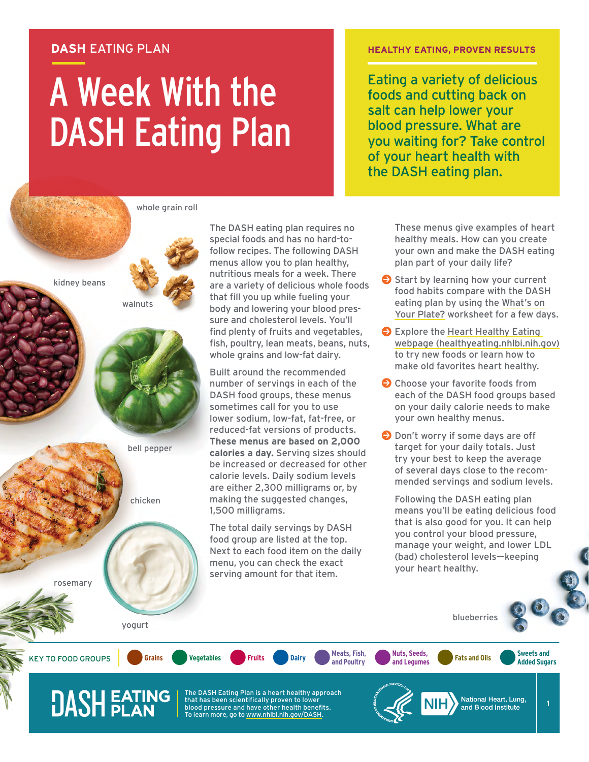DASH EATING PLAN

# A Week With the DASH Eating Plan

## HEALTHY EATING, PROVEN RESULTS

Eating a variety of delicious foods and cutting back on salt can help lower your blood pressure. What are you waiting for? Take control of your heart health with the DASH eating plan.

whole grain roll

kidney beans

walnuts

bell pepper

chicken

rosemary

yogurt

The DASH eating plan requires no special foods and has no hard-to-follow recipes. The following DASH menus allow you to plan healthy, nutritious meals for a week. There are a variety of delicious whole foods that fill you up while fueling your body and lowering your blood pressure and cholesterol levels. You'll find plenty of fruits and vegetables, fish, poultry, lean meats, beans, nuts, whole grains and low-fat dairy.

Built around the recommended number of servings in each of the DASH food groups, these menus sometimes call for you to use lower sodium, low-fat, fat-free, or reduced-fat versions of products. **These menus are based on 2,000 calories a day.** Serving sizes should be increased or decreased for other calorie levels. Daily sodium levels are either 2,300 milligrams or, by making the suggested changes, 1,500 milligrams.

The total daily servings by DASH food group are listed at the top. Next to each food item on the daily menu, you can check the exact serving amount for that item.

These menus give examples of heart healthy meals. How can you create your own and make the DASH eating plan part of your daily life?

- Start by learning how your current food habits compare with the DASH eating plan by using the What's on Your Plate? worksheet for a few days.
- Explore the Heart Healthy Eating webpage (healthyeating.nhlbi.nih.gov) to try new foods or learn how to make old favorites heart healthy.
- Choose your favorite foods from each of the DASH food groups based on your daily calorie needs to make your own healthy menus.
- Don't worry if some days are off target for your daily totals. Just try your best to keep the average of several days close to the recommended servings and sodium levels.

Following the DASH eating plan means you'll be eating delicious food that is also good for you. It can help you control your blood pressure, manage your weight, and lower LDL (bad) cholesterol levels—keeping your heart healthy.

blueberries

KEY TO FOOD GROUPS: Grains | Vegetables | Fruits | Dairy | Meats, Fish, and Poultry | Nuts, Seeds, and Legumes | Fats and Oils | Sweets and Added Sugars

DASH EATING PLAN — The DASH Eating Plan is a heart healthy approach that has been scientifically proven to lower blood pressure and have other health benefits. To learn more, go to www.nhlbi.nih.gov/DASH.

NIH National Heart, Lung, and Blood Institute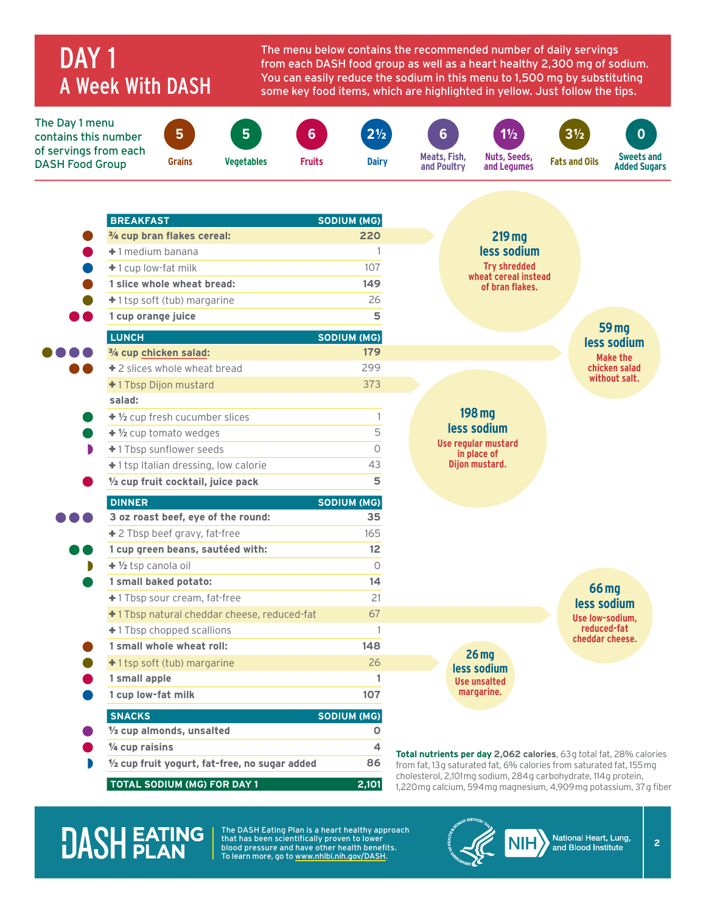# DAY 1
## A Week With DASH

The menu below contains the recommended number of daily servings from each DASH food group as well as a heart healthy 2,300 mg of sodium. You can easily reduce the sodium in this menu to 1,500 mg by substituting some key food items, which are highlighted in yellow. Just follow the tips.

The Day 1 menu contains this number of servings from each DASH Food Group

| Grains | Vegetables | Fruits | Dairy | Meats, Fish, and Poultry | Nuts, Seeds, and Legumes | Fats and Oils | Sweets and Added Sugars |
|---|---|---|---|---|---|---|---|
| 5 | 5 | 6 | 2½ | 6 | 1½ | 3½ | 0 |

| BREAKFAST | SODIUM (MG) |
|---|---|
| **¾ cup bran flakes cereal:** | **220** |
| + 1 medium banana | 1 |
| + 1 cup low-fat milk | 107 |
| **1 slice whole wheat bread:** | **149** |
| + 1 tsp soft (tub) margarine | 26 |
| **1 cup orange juice** | **5** |

**219 mg less sodium** — Try shredded wheat cereal instead of bran flakes.

| LUNCH | SODIUM (MG) |
|---|---|
| **¾ cup chicken salad:** | **179** |
| + 2 slices whole wheat bread | 299 |
| + 1 Tbsp Dijon mustard | 373 |
| **salad:** | |
| + ½ cup fresh cucumber slices | 1 |
| + ½ cup tomato wedges | 5 |
| + 1 Tbsp sunflower seeds | 0 |
| + 1 tsp Italian dressing, low calorie | 43 |
| **½ cup fruit cocktail, juice pack** | **5** |

**59 mg less sodium** — Make the chicken salad without salt.

**198 mg less sodium** — Use regular mustard in place of Dijon mustard.

| DINNER | SODIUM (MG) |
|---|---|
| **3 oz roast beef, eye of the round:** | **35** |
| + 2 Tbsp beef gravy, fat-free | 165 |
| **1 cup green beans, sautéed with:** | **12** |
| + ½ tsp canola oil | 0 |
| **1 small baked potato:** | **14** |
| + 1 Tbsp sour cream, fat-free | 21 |
| + 1 Tbsp natural cheddar cheese, reduced-fat | 67 |
| + 1 Tbsp chopped scallions | 1 |
| **1 small whole wheat roll:** | **148** |
| + 1 tsp soft (tub) margarine | 26 |
| **1 small apple** | **1** |
| **1 cup low-fat milk** | **107** |

**66 mg less sodium** — Use low-sodium, reduced-fat cheddar cheese.

**26 mg less sodium** — Use unsalted margarine.

| SNACKS | SODIUM (MG) |
|---|---|
| **⅓ cup almonds, unsalted** | **0** |
| **¼ cup raisins** | **4** |
| **½ cup fruit yogurt, fat-free, no sugar added** | **86** |
| **TOTAL SODIUM (MG) FOR DAY 1** | **2,101** |

**Total nutrients per day 2,062 calories**, 63 g total fat, 28% calories from fat, 13 g saturated fat, 6% calories from saturated fat, 155 mg cholesterol, 2,101 mg sodium, 284 g carbohydrate, 114 g protein, 1,220 mg calcium, 594 mg magnesium, 4,909 mg potassium, 37 g fiber

DASH EATING PLAN — The DASH Eating Plan is a heart healthy approach that has been scientifically proven to lower blood pressure and have other health benefits. To learn more, go to www.nhlbi.nih.gov/DASH.

NIH National Heart, Lung, and Blood Institute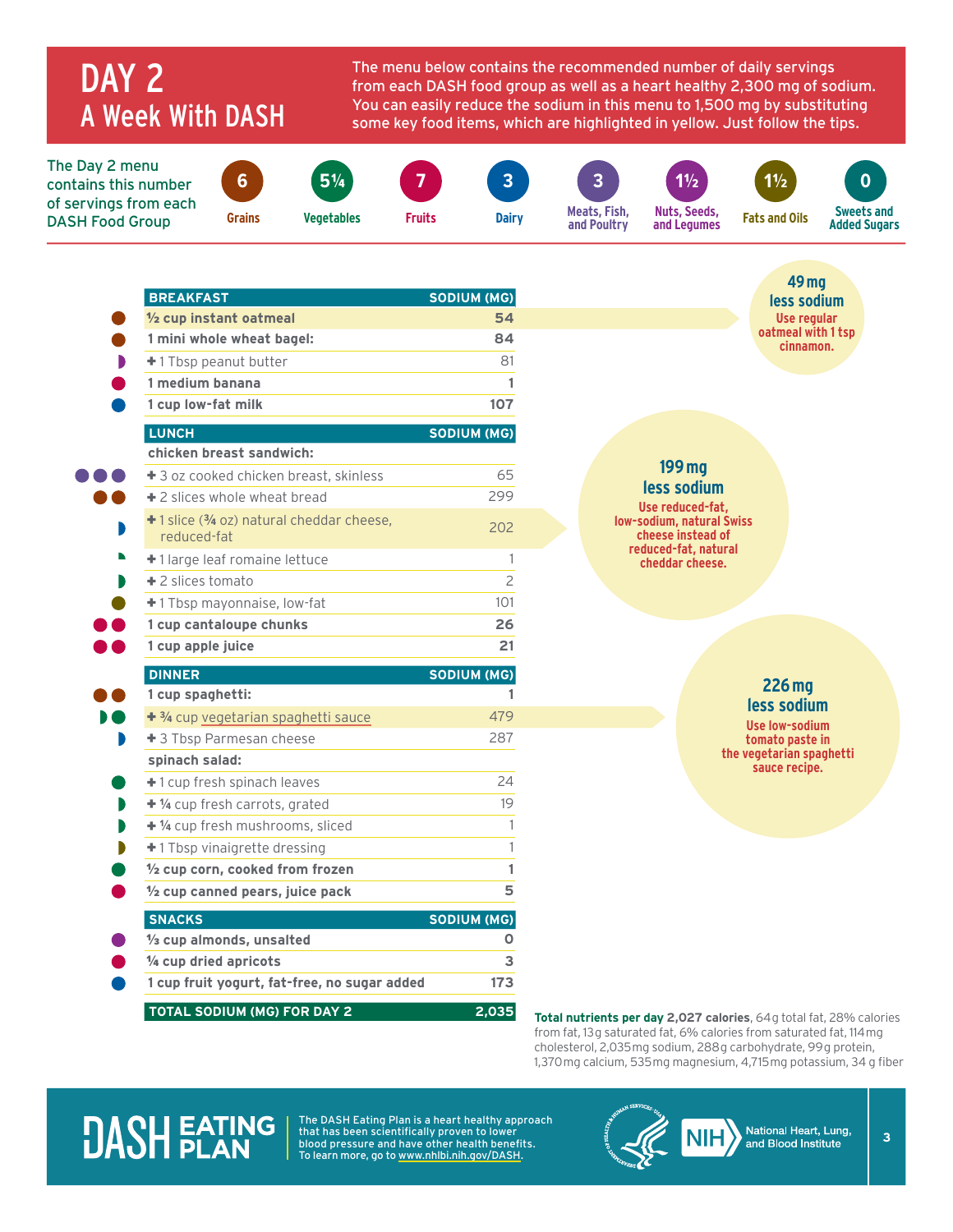# DAY 2
## A Week With DASH

The menu below contains the recommended number of daily servings from each DASH food group as well as a heart healthy 2,300 mg of sodium. You can easily reduce the sodium in this menu to 1,500 mg by substituting some key food items, which are highlighted in yellow. Just follow the tips.

The Day 2 menu contains this number of servings from each DASH Food Group

| Grains | Vegetables | Fruits | Dairy | Meats, Fish, and Poultry | Nuts, Seeds, and Legumes | Fats and Oils | Sweets and Added Sugars |
|---|---|---|---|---|---|---|---|
| 6 | 5¼ | 7 | 3 | 3 | 1½ | 1½ | 0 |

| BREAKFAST | SODIUM (MG) |
|---|---|
| **½ cup instant oatmeal** | **54** |
| **1 mini whole wheat bagel:** | **84** |
| + 1 Tbsp peanut butter | 81 |
| **1 medium banana** | **1** |
| **1 cup low-fat milk** | **107** |

**49 mg less sodium** — Use regular oatmeal with 1 tsp cinnamon.

| LUNCH | SODIUM (MG) |
|---|---|
| **chicken breast sandwich:** | |
| + 3 oz cooked chicken breast, skinless | 65 |
| + 2 slices whole wheat bread | 299 |
| + 1 slice (¾ oz) natural cheddar cheese, reduced-fat | 202 |
| + 1 large leaf romaine lettuce | 1 |
| + 2 slices tomato | 2 |
| + 1 Tbsp mayonnaise, low-fat | 101 |
| **1 cup cantaloupe chunks** | **26** |
| **1 cup apple juice** | **21** |

**199 mg less sodium** — Use reduced-fat, low-sodium, natural Swiss cheese instead of reduced-fat, natural cheddar cheese.

| DINNER | SODIUM (MG) |
|---|---|
| **1 cup spaghetti:** | **1** |
| + ¾ cup vegetarian spaghetti sauce | 479 |
| + 3 Tbsp Parmesan cheese | 287 |
| **spinach salad:** | |
| + 1 cup fresh spinach leaves | 24 |
| + ¼ cup fresh carrots, grated | 19 |
| + ¼ cup fresh mushrooms, sliced | 1 |
| + 1 Tbsp vinaigrette dressing | 1 |
| **½ cup corn, cooked from frozen** | **1** |
| **½ cup canned pears, juice pack** | **5** |

**226 mg less sodium** — Use low-sodium tomato paste in the vegetarian spaghetti sauce recipe.

| SNACKS | SODIUM (MG) |
|---|---|
| **⅓ cup almonds, unsalted** | **0** |
| **¼ cup dried apricots** | **3** |
| **1 cup fruit yogurt, fat-free, no sugar added** | **173** |
| **TOTAL SODIUM (MG) FOR DAY 2** | **2,035** |

**Total nutrients per day 2,027 calories**, 64 g total fat, 28% calories from fat, 13 g saturated fat, 6% calories from saturated fat, 114 mg cholesterol, 2,035 mg sodium, 288 g carbohydrate, 99 g protein, 1,370 mg calcium, 535 mg magnesium, 4,715 mg potassium, 34 g fiber

DASH EATING PLAN — The DASH Eating Plan is a heart healthy approach that has been scientifically proven to lower blood pressure and have other health benefits. To learn more, go to www.nhlbi.nih.gov/DASH.

NIH National Heart, Lung, and Blood Institute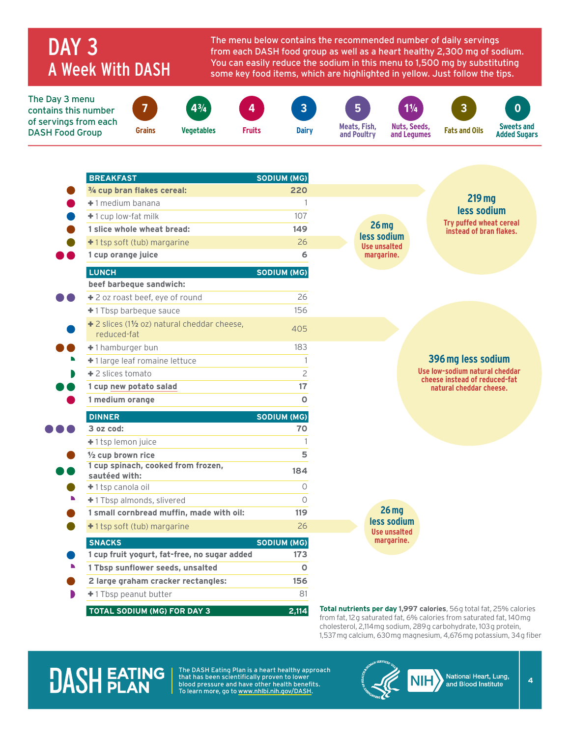# DAY 3
## A Week With DASH

The menu below contains the recommended number of daily servings from each DASH food group as well as a heart healthy 2,300 mg of sodium. You can easily reduce the sodium in this menu to 1,500 mg by substituting some key food items, which are highlighted in yellow. Just follow the tips.

The Day 3 menu contains this number of servings from each DASH Food Group

| Grains | Vegetables | Fruits | Dairy | Meats, Fish, and Poultry | Nuts, Seeds, and Legumes | Fats and Oils | Sweets and Added Sugars |
|---|---|---|---|---|---|---|---|
| 7 | 4¾ | 4 | 3 | 5 | 1¼ | 3 | 0 |

| BREAKFAST | SODIUM (MG) |
|---|---|
| **¾ cup bran flakes cereal:** | **220** |
| + 1 medium banana | 1 |
| + 1 cup low-fat milk | 107 |
| **1 slice whole wheat bread:** | **149** |
| + 1 tsp soft (tub) margarine | 26 |
| **1 cup orange juice** | **6** |

| LUNCH | SODIUM (MG) |
|---|---|
| **beef barbeque sandwich:** | |
| + 2 oz roast beef, eye of round | 26 |
| + 1 Tbsp barbeque sauce | 156 |
| + 2 slices (1½ oz) natural cheddar cheese, reduced-fat | 405 |
| + 1 hamburger bun | 183 |
| + 1 large leaf romaine lettuce | 1 |
| + 2 slices tomato | 2 |
| **1 cup new potato salad** | **17** |
| **1 medium orange** | **0** |

| DINNER | SODIUM (MG) |
|---|---|
| **3 oz cod:** | **70** |
| + 1 tsp lemon juice | 1 |
| **½ cup brown rice** | **5** |
| **1 cup spinach, cooked from frozen, sautéed with:** | **184** |
| + 1 tsp canola oil | 0 |
| + 1 Tbsp almonds, slivered | 0 |
| **1 small cornbread muffin, made with oil:** | **119** |
| + 1 tsp soft (tub) margarine | 26 |

| SNACKS | SODIUM (MG) |
|---|---|
| **1 cup fruit yogurt, fat-free, no sugar added** | **173** |
| **1 Tbsp sunflower seeds, unsalted** | **0** |
| **2 large graham cracker rectangles:** | **156** |
| + 1 Tbsp peanut butter | 81 |
| **TOTAL SODIUM (MG) FOR DAY 3** | **2,114** |

**219 mg less sodium** — Try puffed wheat cereal instead of bran flakes.

**26 mg less sodium** — Use unsalted margarine.

**396 mg less sodium** — Use low-sodium natural cheddar cheese instead of reduced-fat natural cheddar cheese.

**26 mg less sodium** — Use unsalted margarine.

**Total nutrients per day 1,997 calories**, 56 g total fat, 25% calories from fat, 12 g saturated fat, 6% calories from saturated fat, 140 mg cholesterol, 2,114 mg sodium, 289 g carbohydrate, 103 g protein, 1,537 mg calcium, 630 mg magnesium, 4,676 mg potassium, 34 g fiber

DASH EATING PLAN — The DASH Eating Plan is a heart healthy approach that has been scientifically proven to lower blood pressure and have other health benefits. To learn more, go to www.nhlbi.nih.gov/DASH.

NIH National Heart, Lung, and Blood Institute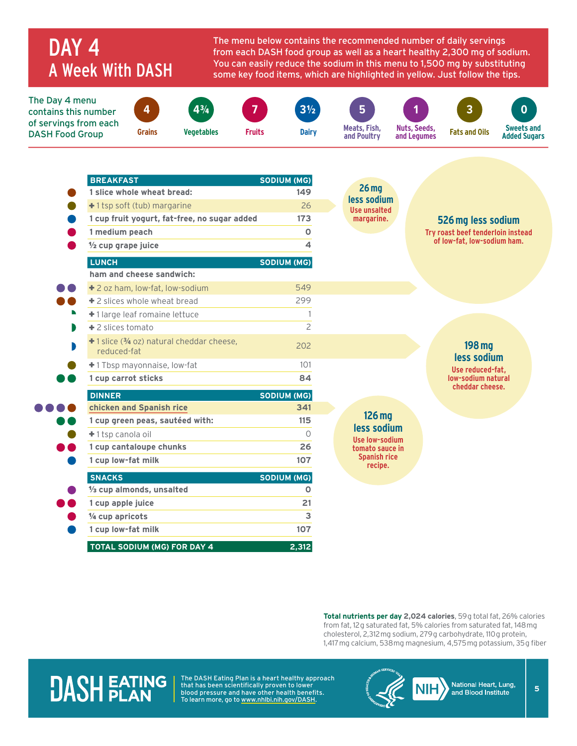# DAY 4
## A Week With DASH

The menu below contains the recommended number of daily servings from each DASH food group as well as a heart healthy 2,300 mg of sodium. You can easily reduce the sodium in this menu to 1,500 mg by substituting some key food items, which are highlighted in yellow. Just follow the tips.

The Day 4 menu contains this number of servings from each DASH Food Group

| Grains | Vegetables | Fruits | Dairy | Meats, Fish, and Poultry | Nuts, Seeds, and Legumes | Fats and Oils | Sweets and Added Sugars |
|---|---|---|---|---|---|---|---|
| 4 | 4¾ | 7 | 3½ | 5 | 1 | 3 | 0 |

| BREAKFAST | SODIUM (MG) |
|---|---|
| **1 slice whole wheat bread:** | **149** |
| + 1 tsp soft (tub) margarine | 26 |
| **1 cup fruit yogurt, fat-free, no sugar added** | **173** |
| **1 medium peach** | **0** |
| **½ cup grape juice** | **4** |
| **LUNCH** | **SODIUM (MG)** |
| **ham and cheese sandwich:** | |
| + 2 oz ham, low-fat, low-sodium | 549 |
| + 2 slices whole wheat bread | 299 |
| + 1 large leaf romaine lettuce | 1 |
| + 2 slices tomato | 2 |
| + 1 slice (¾ oz) natural cheddar cheese, reduced-fat | 202 |
| + 1 Tbsp mayonnaise, low-fat | 101 |
| **1 cup carrot sticks** | **84** |
| **DINNER** | **SODIUM (MG)** |
| **chicken and Spanish rice** | **341** |
| **1 cup green peas, sautéed with:** | **115** |
| + 1 tsp canola oil | 0 |
| **1 cup cantaloupe chunks** | **26** |
| **1 cup low-fat milk** | **107** |
| **SNACKS** | **SODIUM (MG)** |
| **⅓ cup almonds, unsalted** | **0** |
| **1 cup apple juice** | **21** |
| **¼ cup apricots** | **3** |
| **1 cup low-fat milk** | **107** |
| **TOTAL SODIUM (MG) FOR DAY 4** | **2,312** |

**26 mg less sodium** — Use unsalted margarine.

**526 mg less sodium** — Try roast beef tenderloin instead of low-fat, low-sodium ham.

**198 mg less sodium** — Use reduced-fat, low-sodium natural cheddar cheese.

**126 mg less sodium** — Use low-sodium tomato sauce in Spanish rice recipe.

**Total nutrients per day 2,024 calories**, 59 g total fat, 26% calories from fat, 12 g saturated fat, 5% calories from saturated fat, 148 mg cholesterol, 2,312 mg sodium, 279 g carbohydrate, 110 g protein, 1,417 mg calcium, 538 mg magnesium, 4,575 mg potassium, 35 g fiber

DASH EATING PLAN — The DASH Eating Plan is a heart healthy approach that has been scientifically proven to lower blood pressure and have other health benefits. To learn more, go to www.nhlbi.nih.gov/DASH.

NIH National Heart, Lung, and Blood Institute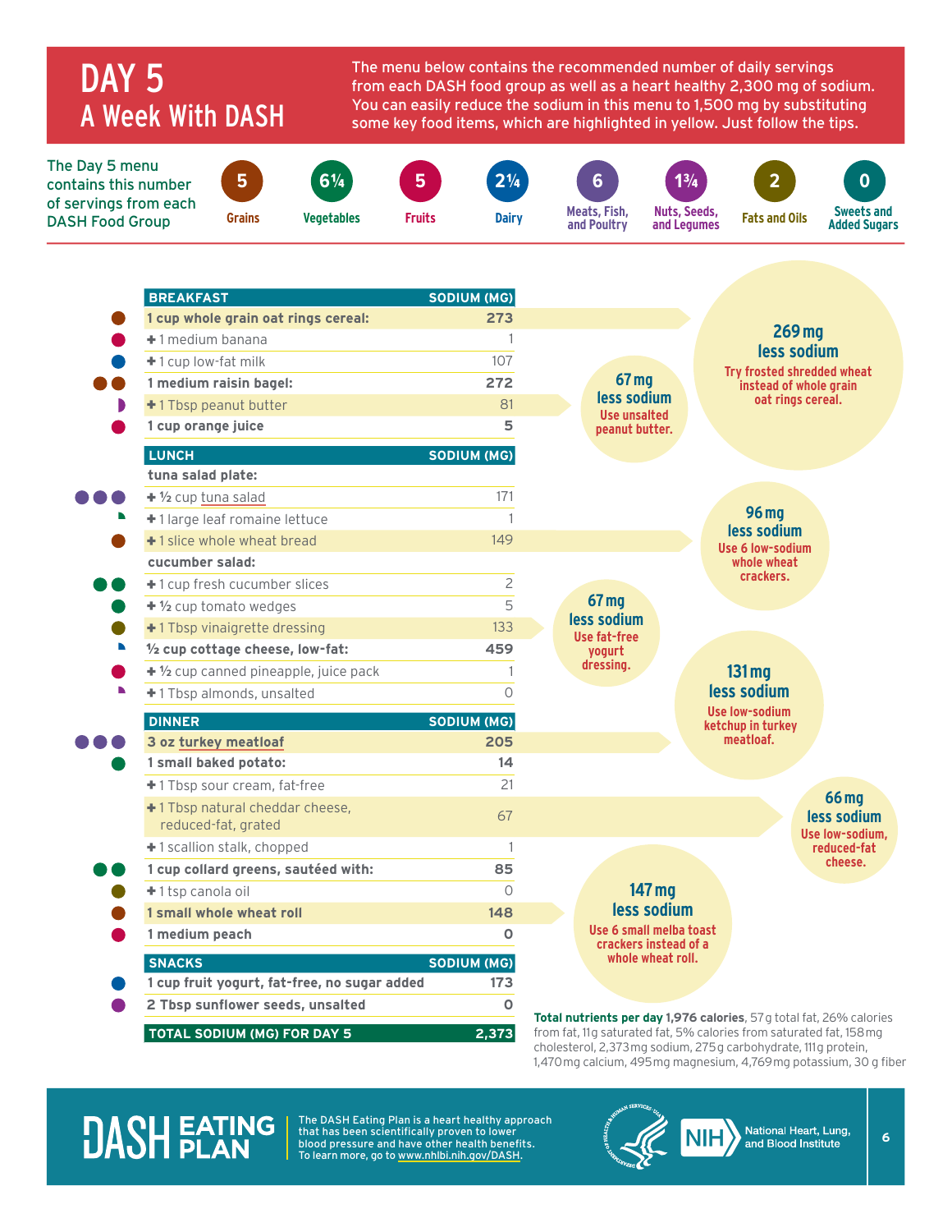# DAY 5
## A Week With DASH

The menu below contains the recommended number of daily servings from each DASH food group as well as a heart healthy 2,300 mg of sodium. You can easily reduce the sodium in this menu to 1,500 mg by substituting some key food items, which are highlighted in yellow. Just follow the tips.

The Day 5 menu contains this number of servings from each DASH Food Group

| Grains | Vegetables | Fruits | Dairy | Meats, Fish, and Poultry | Nuts, Seeds, and Legumes | Fats and Oils | Sweets and Added Sugars |
|---|---|---|---|---|---|---|---|
| 5 | 6¼ | 5 | 2¼ | 6 | 1¾ | 2 | 0 |

| BREAKFAST | SODIUM (MG) |
|---|---|
| **1 cup whole grain oat rings cereal:** | **273** |
| + 1 medium banana | 1 |
| + 1 cup low-fat milk | 107 |
| **1 medium raisin bagel:** | **272** |
| + 1 Tbsp peanut butter | 81 |
| **1 cup orange juice** | **5** |
| **LUNCH** | **SODIUM (MG)** |
| **tuna salad plate:** | |
| + ½ cup tuna salad | 171 |
| + 1 large leaf romaine lettuce | 1 |
| + 1 slice whole wheat bread | 149 |
| **cucumber salad:** | |
| + 1 cup fresh cucumber slices | 2 |
| + ½ cup tomato wedges | 5 |
| + 1 Tbsp vinaigrette dressing | 133 |
| **½ cup cottage cheese, low-fat:** | **459** |
| + ½ cup canned pineapple, juice pack | 1 |
| + 1 Tbsp almonds, unsalted | 0 |
| **DINNER** | **SODIUM (MG)** |
| **3 oz turkey meatloaf** | **205** |
| **1 small baked potato:** | **14** |
| + 1 Tbsp sour cream, fat-free | 21 |
| + 1 Tbsp natural cheddar cheese, reduced-fat, grated | 67 |
| + 1 scallion stalk, chopped | 1 |
| **1 cup collard greens, sautéed with:** | **85** |
| + 1 tsp canola oil | 0 |
| **1 small whole wheat roll** | **148** |
| **1 medium peach** | **0** |
| **SNACKS** | **SODIUM (MG)** |
| **1 cup fruit yogurt, fat-free, no sugar added** | **173** |
| **2 Tbsp sunflower seeds, unsalted** | **0** |
| **TOTAL SODIUM (MG) FOR DAY 5** | **2,373** |

**269 mg less sodium** — Try frosted shredded wheat instead of whole grain oat rings cereal.

**67 mg less sodium** — Use unsalted peanut butter.

**96 mg less sodium** — Use 6 low-sodium whole wheat crackers.

**67 mg less sodium** — Use fat-free yogurt dressing.

**131 mg less sodium** — Use low-sodium ketchup in turkey meatloaf.

**66 mg less sodium** — Use low-sodium, reduced-fat cheese.

**147 mg less sodium** — Use 6 small melba toast crackers instead of a whole wheat roll.

**Total nutrients per day 1,976 calories**, 57 g total fat, 26% calories from fat, 11 g saturated fat, 5% calories from saturated fat, 158 mg cholesterol, 2,373 mg sodium, 275 g carbohydrate, 111 g protein, 1,470 mg calcium, 495 mg magnesium, 4,769 mg potassium, 30 g fiber

DASH EATING PLAN — The DASH Eating Plan is a heart healthy approach that has been scientifically proven to lower blood pressure and have other health benefits. To learn more, go to www.nhlbi.nih.gov/DASH.

NIH National Heart, Lung, and Blood Institute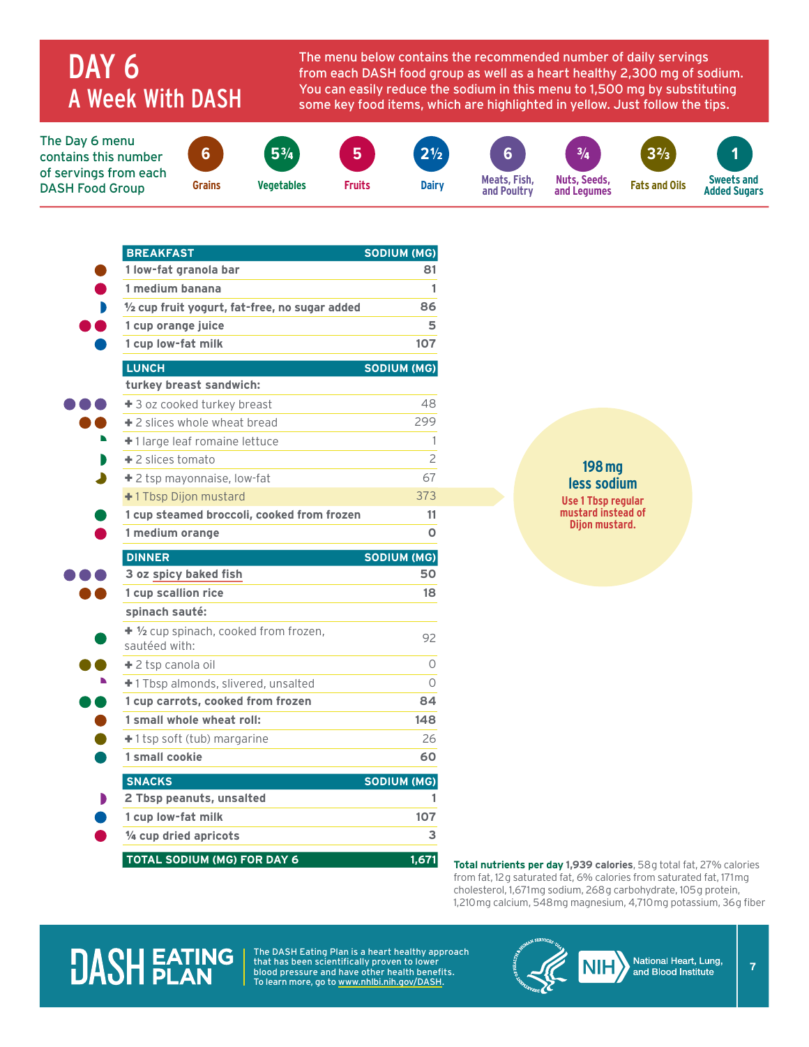# DAY 6
## A Week With DASH

The menu below contains the recommended number of daily servings from each DASH food group as well as a heart healthy 2,300 mg of sodium. You can easily reduce the sodium in this menu to 1,500 mg by substituting some key food items, which are highlighted in yellow. Just follow the tips.

The Day 6 menu contains this number of servings from each DASH Food Group

| Grains | Vegetables | Fruits | Dairy | Meats, Fish, and Poultry | Nuts, Seeds, and Legumes | Fats and Oils | Sweets and Added Sugars |
|---|---|---|---|---|---|---|---|
| 6 | 5¾ | 5 | 2½ | 6 | ¾ | 3⅔ | 1 |

| BREAKFAST | SODIUM (MG) |
|---|---|
| **1 low-fat granola bar** | **81** |
| **1 medium banana** | **1** |
| **½ cup fruit yogurt, fat-free, no sugar added** | **86** |
| **1 cup orange juice** | **5** |
| **1 cup low-fat milk** | **107** |

| LUNCH | SODIUM (MG) |
|---|---|
| **turkey breast sandwich:** | |
| + 3 oz cooked turkey breast | 48 |
| + 2 slices whole wheat bread | 299 |
| + 1 large leaf romaine lettuce | 1 |
| + 2 slices tomato | 2 |
| + 2 tsp mayonnaise, low-fat | 67 |
| + 1 Tbsp Dijon mustard | 373 |
| **1 cup steamed broccoli, cooked from frozen** | **11** |
| **1 medium orange** | **0** |

**198 mg less sodium**
Use 1 Tbsp regular mustard instead of Dijon mustard.

| DINNER | SODIUM (MG) |
|---|---|
| **3 oz spicy baked fish** | **50** |
| **1 cup scallion rice** | **18** |
| **spinach sauté:** | |
| + ½ cup spinach, cooked from frozen, sautéed with: | 92 |
| + 2 tsp canola oil | 0 |
| + 1 Tbsp almonds, slivered, unsalted | 0 |
| **1 cup carrots, cooked from frozen** | **84** |
| **1 small whole wheat roll:** | **148** |
| + 1 tsp soft (tub) margarine | 26 |
| **1 small cookie** | **60** |

| SNACKS | SODIUM (MG) |
|---|---|
| **2 Tbsp peanuts, unsalted** | **1** |
| **1 cup low-fat milk** | **107** |
| **¼ cup dried apricots** | **3** |
| **TOTAL SODIUM (MG) FOR DAY 6** | **1,671** |

**Total nutrients per day 1,939 calories**, 58 g total fat, 27% calories from fat, 12 g saturated fat, 6% calories from saturated fat, 171 mg cholesterol, 1,671 mg sodium, 268 g carbohydrate, 105 g protein, 1,210 mg calcium, 548 mg magnesium, 4,710 mg potassium, 36 g fiber

**DASH EATING PLAN** The DASH Eating Plan is a heart healthy approach that has been scientifically proven to lower blood pressure and have other health benefits. To learn more, go to www.nhlbi.nih.gov/DASH.

NIH National Heart, Lung, and Blood Institute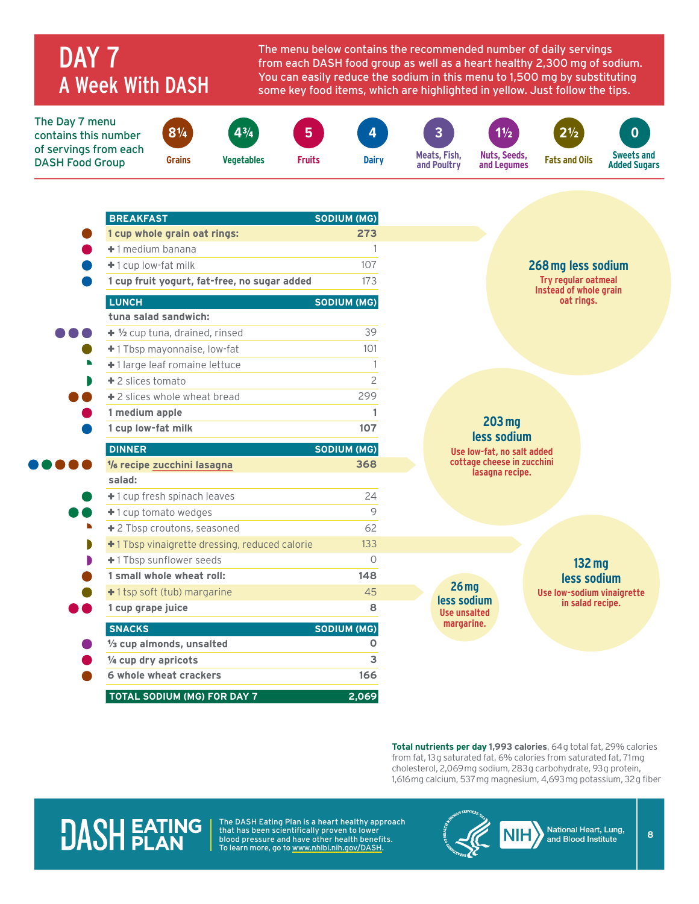# DAY 7
## A Week With DASH

The menu below contains the recommended number of daily servings from each DASH food group as well as a heart healthy 2,300 mg of sodium. You can easily reduce the sodium in this menu to 1,500 mg by substituting some key food items, which are highlighted in yellow. Just follow the tips.

The Day 7 menu contains this number of servings from each DASH Food Group

| Grains | Vegetables | Fruits | Dairy | Meats, Fish, and Poultry | Nuts, Seeds, and Legumes | Fats and Oils | Sweets and Added Sugars |
|---|---|---|---|---|---|---|---|
| 8¼ | 4¾ | 5 | 4 | 3 | 1½ | 2½ | 0 |

| BREAKFAST | SODIUM (MG) |
|---|---|
| **1 cup whole grain oat rings:** | **273** |
| + 1 medium banana | 1 |
| + 1 cup low-fat milk | 107 |
| **1 cup fruit yogurt, fat-free, no sugar added** | 173 |
| **LUNCH** | **SODIUM (MG)** |
| **tuna salad sandwich:** | |
| + ½ cup tuna, drained, rinsed | 39 |
| + 1 Tbsp mayonnaise, low-fat | 101 |
| + 1 large leaf romaine lettuce | 1 |
| + 2 slices tomato | 2 |
| + 2 slices whole wheat bread | 299 |
| **1 medium apple** | **1** |
| **1 cup low-fat milk** | **107** |
| **DINNER** | **SODIUM (MG)** |
| **⅙ recipe zucchini lasagna** | **368** |
| **salad:** | |
| + 1 cup fresh spinach leaves | 24 |
| + 1 cup tomato wedges | 9 |
| + 2 Tbsp croutons, seasoned | 62 |
| + 1 Tbsp vinaigrette dressing, reduced calorie | 133 |
| + 1 Tbsp sunflower seeds | 0 |
| **1 small whole wheat roll:** | **148** |
| + 1 tsp soft (tub) margarine | 45 |
| **1 cup grape juice** | **8** |
| **SNACKS** | **SODIUM (MG)** |
| **⅓ cup almonds, unsalted** | **0** |
| **¼ cup dry apricots** | **3** |
| **6 whole wheat crackers** | **166** |
| **TOTAL SODIUM (MG) FOR DAY 7** | **2,069** |

**268 mg less sodium**
Try regular oatmeal Instead of whole grain oat rings.

**203 mg less sodium**
Use low-fat, no salt added cottage cheese in zucchini lasagna recipe.

**132 mg less sodium**
Use low-sodium vinaigrette in salad recipe.

**26 mg less sodium**
Use unsalted margarine.

**Total nutrients per day 1,993 calories**, 64 g total fat, 29% calories from fat, 13 g saturated fat, 6% calories from saturated fat, 71 mg cholesterol, 2,069 mg sodium, 283 g carbohydrate, 93 g protein, 1,616 mg calcium, 537 mg magnesium, 4,693 mg potassium, 32 g fiber

DASH EATING PLAN

The DASH Eating Plan is a heart healthy approach that has been scientifically proven to lower blood pressure and have other health benefits. To learn more, go to www.nhlbi.nih.gov/DASH.

NIH National Heart, Lung, and Blood Institute